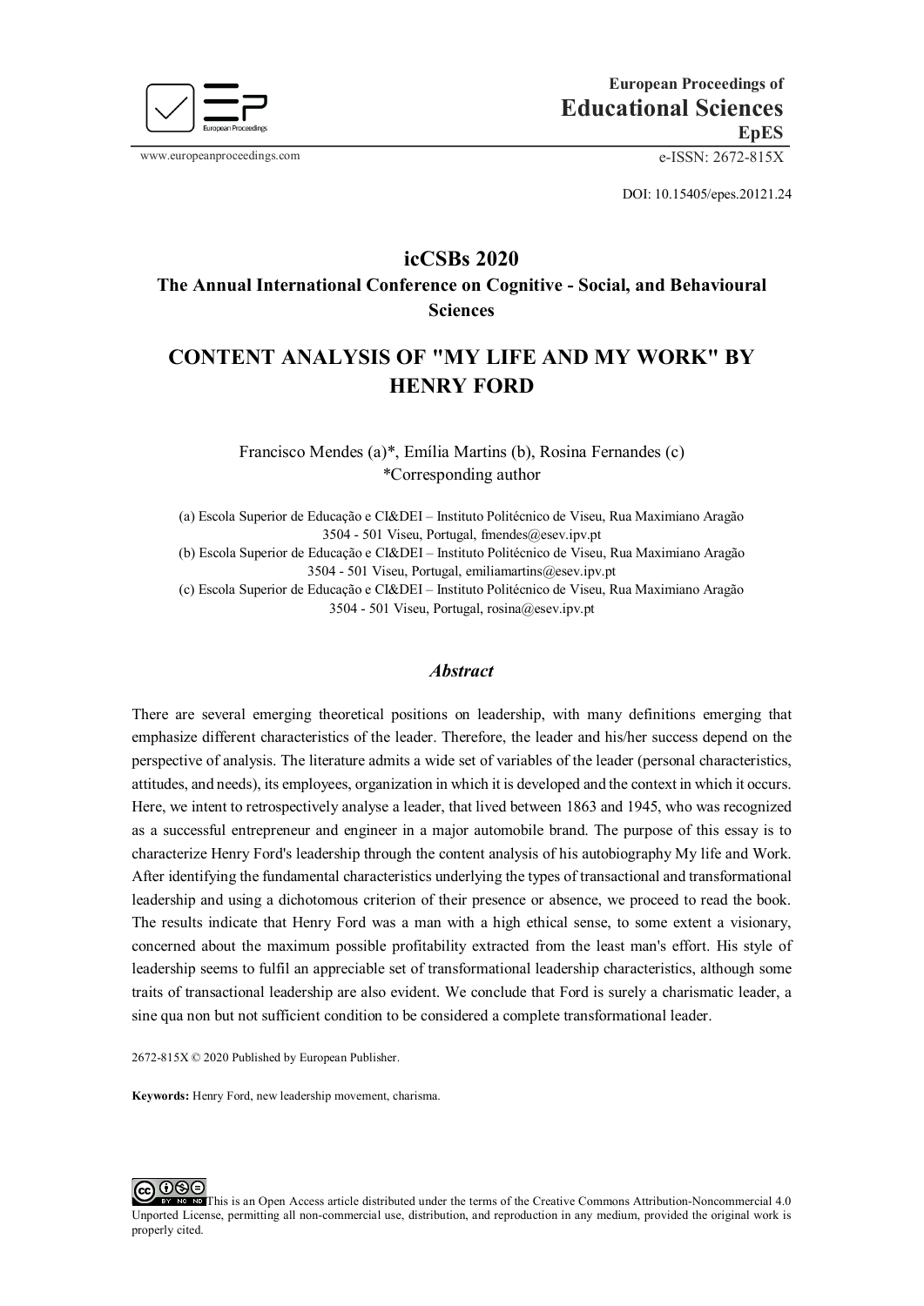**European Proceedings of Educational Sciences EpES**

www.europeanproceedings.com e-ISSN: 2672-815X

DOI: 10.15405/epes.20121.24

## icCSBs 2020

### The Annual International Conference on Cognitive - Social, and Behavioural Sciences

# CONTENT ANALYSIS OF "MY LIFE AND MY WORK" BY HENRY FORD

Francisco Mendes (a)*, Emília Martins (b), Rosina Fernandes (c)
*Corresponding author

(a) Escola Superior de Educação e CI&DEI – Instituto Politécnico de Viseu, Rua Maximiano Aragão 3504 - 501 Viseu, Portugal, fmendes@esev.ipv.pt
(b) Escola Superior de Educação e CI&DEI – Instituto Politécnico de Viseu, Rua Maximiano Aragão 3504 - 501 Viseu, Portugal, emiliamartins@esev.ipv.pt
(c) Escola Superior de Educação e CI&DEI – Instituto Politécnico de Viseu, Rua Maximiano Aragão 3504 - 501 Viseu, Portugal, rosina@esev.ipv.pt

## *Abstract*

There are several emerging theoretical positions on leadership, with many definitions emerging that emphasize different characteristics of the leader. Therefore, the leader and his/her success depend on the perspective of analysis. The literature admits a wide set of variables of the leader (personal characteristics, attitudes, and needs), its employees, organization in which it is developed and the context in which it occurs. Here, we intent to retrospectively analyse a leader, that lived between 1863 and 1945, who was recognized as a successful entrepreneur and engineer in a major automobile brand. The purpose of this essay is to characterize Henry Ford's leadership through the content analysis of his autobiography My life and Work. After identifying the fundamental characteristics underlying the types of transactional and transformational leadership and using a dichotomous criterion of their presence or absence, we proceed to read the book. The results indicate that Henry Ford was a man with a high ethical sense, to some extent a visionary, concerned about the maximum possible profitability extracted from the least man's effort. His style of leadership seems to fulfil an appreciable set of transformational leadership characteristics, although some traits of transactional leadership are also evident. We conclude that Ford is surely a charismatic leader, a sine qua non but not sufficient condition to be considered a complete transformational leader.

2672-815X © 2020 Published by European Publisher.

**Keywords:** Henry Ford, new leadership movement, charisma.

This is an Open Access article distributed under the terms of the Creative Commons Attribution-Noncommercial 4.0 Unported License, permitting all non-commercial use, distribution, and reproduction in any medium, provided the original work is properly cited.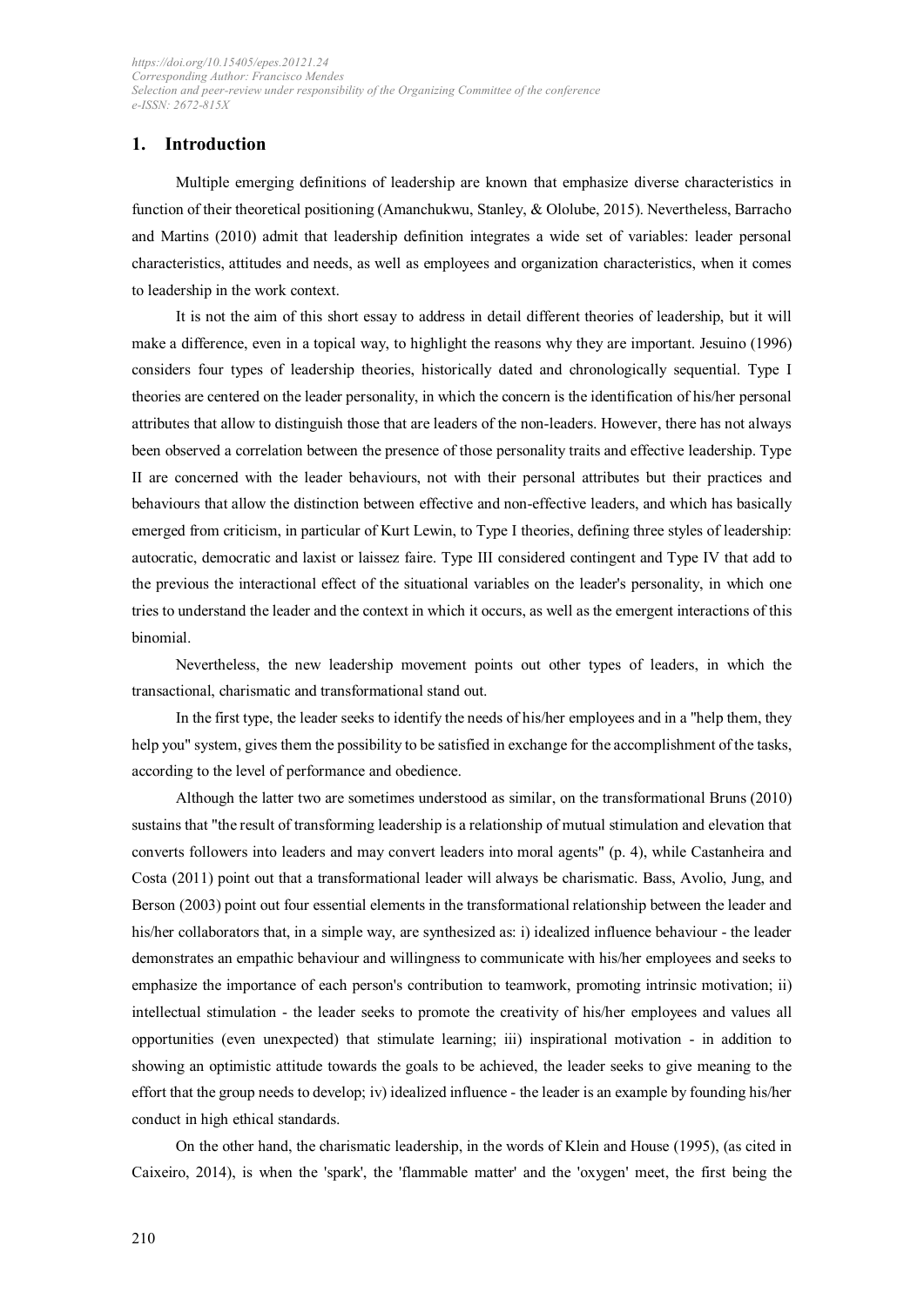## 1. Introduction

Multiple emerging definitions of leadership are known that emphasize diverse characteristics in function of their theoretical positioning (Amanchukwu, Stanley, & Ololube, 2015). Nevertheless, Barracho and Martins (2010) admit that leadership definition integrates a wide set of variables: leader personal characteristics, attitudes and needs, as well as employees and organization characteristics, when it comes to leadership in the work context.

It is not the aim of this short essay to address in detail different theories of leadership, but it will make a difference, even in a topical way, to highlight the reasons why they are important. Jesuino (1996) considers four types of leadership theories, historically dated and chronologically sequential. Type I theories are centered on the leader personality, in which the concern is the identification of his/her personal attributes that allow to distinguish those that are leaders of the non-leaders. However, there has not always been observed a correlation between the presence of those personality traits and effective leadership. Type II are concerned with the leader behaviours, not with their personal attributes but their practices and behaviours that allow the distinction between effective and non-effective leaders, and which has basically emerged from criticism, in particular of Kurt Lewin, to Type I theories, defining three styles of leadership: autocratic, democratic and laxist or laissez faire. Type III considered contingent and Type IV that add to the previous the interactional effect of the situational variables on the leader's personality, in which one tries to understand the leader and the context in which it occurs, as well as the emergent interactions of this binomial.

Nevertheless, the new leadership movement points out other types of leaders, in which the transactional, charismatic and transformational stand out.

In the first type, the leader seeks to identify the needs of his/her employees and in a "help them, they help you" system, gives them the possibility to be satisfied in exchange for the accomplishment of the tasks, according to the level of performance and obedience.

Although the latter two are sometimes understood as similar, on the transformational Bruns (2010) sustains that "the result of transforming leadership is a relationship of mutual stimulation and elevation that converts followers into leaders and may convert leaders into moral agents" (p. 4), while Castanheira and Costa (2011) point out that a transformational leader will always be charismatic. Bass, Avolio, Jung, and Berson (2003) point out four essential elements in the transformational relationship between the leader and his/her collaborators that, in a simple way, are synthesized as: i) idealized influence behaviour - the leader demonstrates an empathic behaviour and willingness to communicate with his/her employees and seeks to emphasize the importance of each person's contribution to teamwork, promoting intrinsic motivation; ii) intellectual stimulation - the leader seeks to promote the creativity of his/her employees and values all opportunities (even unexpected) that stimulate learning; iii) inspirational motivation - in addition to showing an optimistic attitude towards the goals to be achieved, the leader seeks to give meaning to the effort that the group needs to develop; iv) idealized influence - the leader is an example by founding his/her conduct in high ethical standards.

On the other hand, the charismatic leadership, in the words of Klein and House (1995), (as cited in Caixeiro, 2014), is when the 'spark', the 'flammable matter' and the 'oxygen' meet, the first being the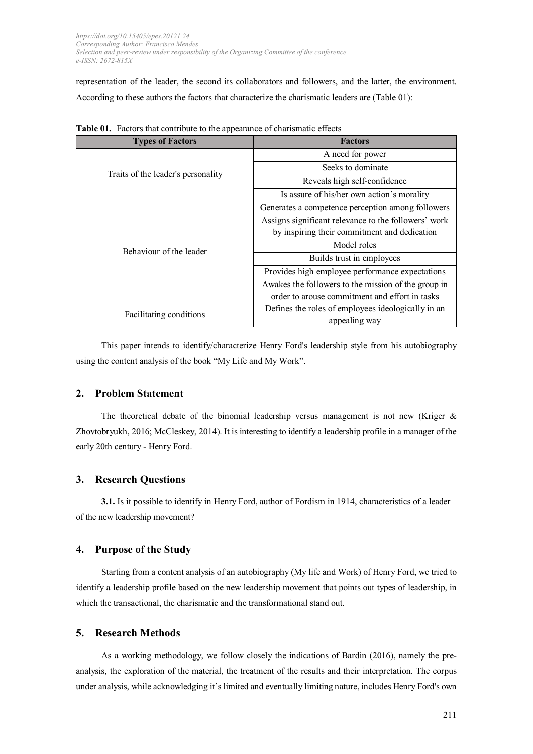representation of the leader, the second its collaborators and followers, and the latter, the environment. According to these authors the factors that characterize the charismatic leaders are (Table 01):

**Table 01.** Factors that contribute to the appearance of charismatic effects

| Types of Factors | Factors |
|---|---|
| Traits of the leader's personality | A need for power |
| | Seeks to dominate |
| | Reveals high self-confidence |
| | Is assure of his/her own action's morality |
| Behaviour of the leader | Generates a competence perception among followers |
| | Assigns significant relevance to the followers' work by inspiring their commitment and dedication |
| | Model roles |
| | Builds trust in employees |
| | Provides high employee performance expectations |
| | Awakes the followers to the mission of the group in order to arouse commitment and effort in tasks |
| Facilitating conditions | Defines the roles of employees ideologically in an appealing way |

This paper intends to identify/characterize Henry Ford's leadership style from his autobiography using the content analysis of the book "My Life and My Work".

## 2. Problem Statement

The theoretical debate of the binomial leadership versus management is not new (Kriger & Zhovtobryukh, 2016; McCleskey, 2014). It is interesting to identify a leadership profile in a manager of the early 20th century - Henry Ford.

## 3. Research Questions

**3.1.** Is it possible to identify in Henry Ford, author of Fordism in 1914, characteristics of a leader of the new leadership movement?

## 4. Purpose of the Study

Starting from a content analysis of an autobiography (My life and Work) of Henry Ford, we tried to identify a leadership profile based on the new leadership movement that points out types of leadership, in which the transactional, the charismatic and the transformational stand out.

## 5. Research Methods

As a working methodology, we follow closely the indications of Bardin (2016), namely the pre-analysis, the exploration of the material, the treatment of the results and their interpretation. The corpus under analysis, while acknowledging it's limited and eventually limiting nature, includes Henry Ford's own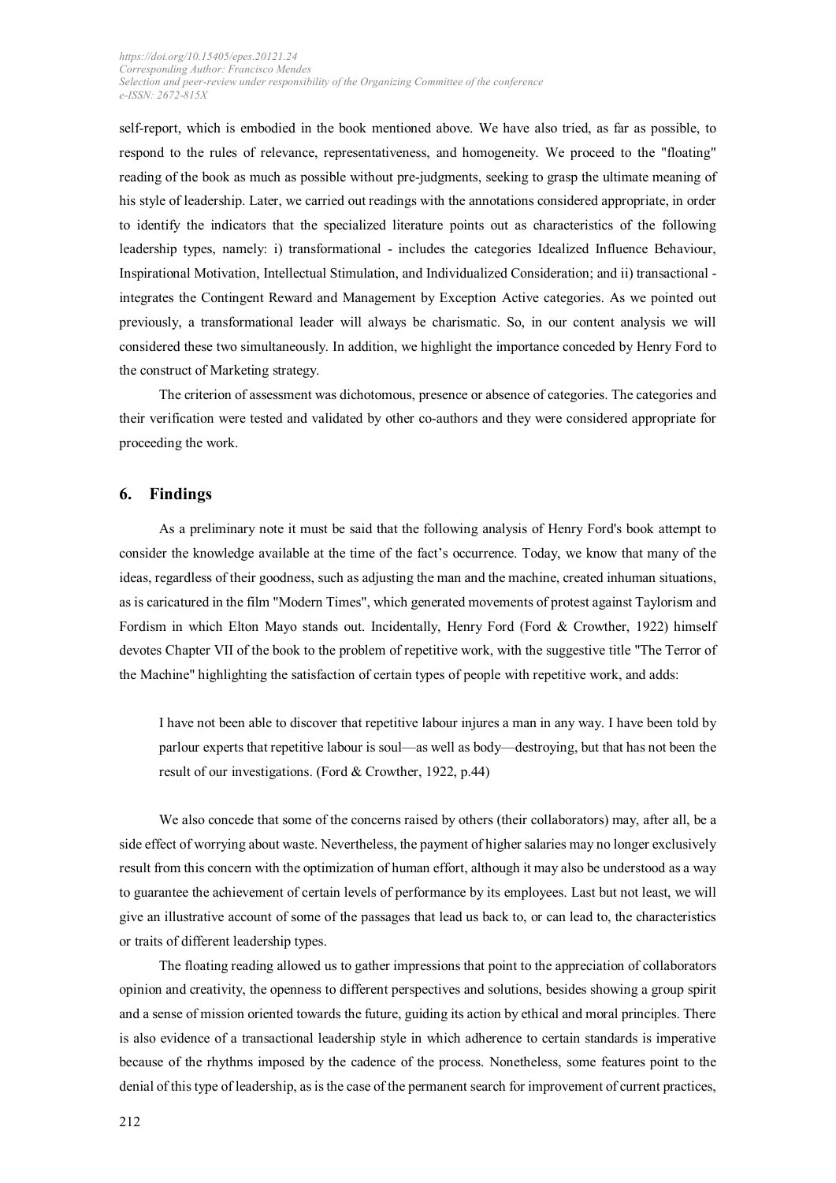self-report, which is embodied in the book mentioned above. We have also tried, as far as possible, to respond to the rules of relevance, representativeness, and homogeneity. We proceed to the "floating" reading of the book as much as possible without pre-judgments, seeking to grasp the ultimate meaning of his style of leadership. Later, we carried out readings with the annotations considered appropriate, in order to identify the indicators that the specialized literature points out as characteristics of the following leadership types, namely: i) transformational - includes the categories Idealized Influence Behaviour, Inspirational Motivation, Intellectual Stimulation, and Individualized Consideration; and ii) transactional - integrates the Contingent Reward and Management by Exception Active categories. As we pointed out previously, a transformational leader will always be charismatic. So, in our content analysis we will considered these two simultaneously. In addition, we highlight the importance conceded by Henry Ford to the construct of Marketing strategy.

The criterion of assessment was dichotomous, presence or absence of categories. The categories and their verification were tested and validated by other co-authors and they were considered appropriate for proceeding the work.

## 6. Findings

As a preliminary note it must be said that the following analysis of Henry Ford's book attempt to consider the knowledge available at the time of the fact's occurrence. Today, we know that many of the ideas, regardless of their goodness, such as adjusting the man and the machine, created inhuman situations, as is caricatured in the film "Modern Times", which generated movements of protest against Taylorism and Fordism in which Elton Mayo stands out. Incidentally, Henry Ford (Ford & Crowther, 1922) himself devotes Chapter VII of the book to the problem of repetitive work, with the suggestive title "The Terror of the Machine" highlighting the satisfaction of certain types of people with repetitive work, and adds:

> I have not been able to discover that repetitive labour injures a man in any way. I have been told by parlour experts that repetitive labour is soul—as well as body—destroying, but that has not been the result of our investigations. (Ford & Crowther, 1922, p.44)

We also concede that some of the concerns raised by others (their collaborators) may, after all, be a side effect of worrying about waste. Nevertheless, the payment of higher salaries may no longer exclusively result from this concern with the optimization of human effort, although it may also be understood as a way to guarantee the achievement of certain levels of performance by its employees. Last but not least, we will give an illustrative account of some of the passages that lead us back to, or can lead to, the characteristics or traits of different leadership types.

The floating reading allowed us to gather impressions that point to the appreciation of collaborators opinion and creativity, the openness to different perspectives and solutions, besides showing a group spirit and a sense of mission oriented towards the future, guiding its action by ethical and moral principles. There is also evidence of a transactional leadership style in which adherence to certain standards is imperative because of the rhythms imposed by the cadence of the process. Nonetheless, some features point to the denial of this type of leadership, as is the case of the permanent search for improvement of current practices,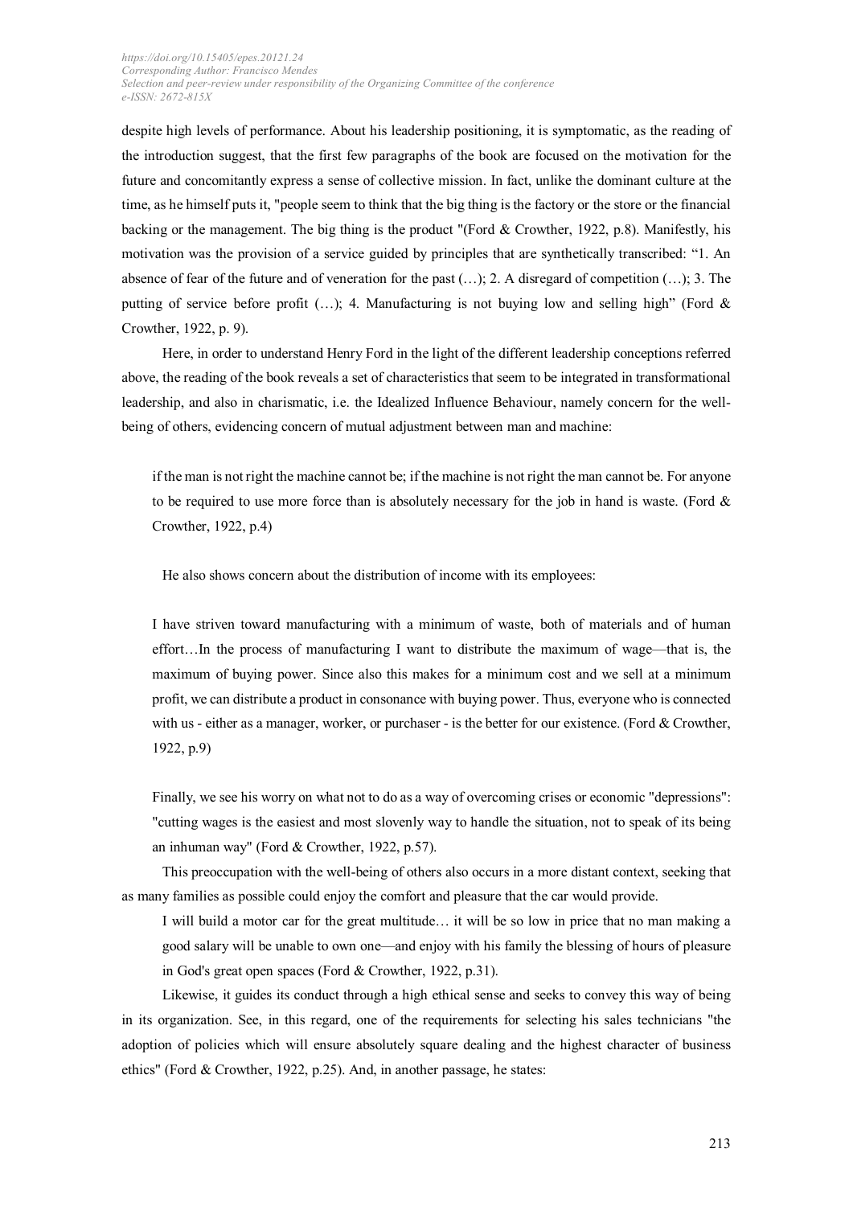despite high levels of performance. About his leadership positioning, it is symptomatic, as the reading of the introduction suggest, that the first few paragraphs of the book are focused on the motivation for the future and concomitantly express a sense of collective mission. In fact, unlike the dominant culture at the time, as he himself puts it, "people seem to think that the big thing is the factory or the store or the financial backing or the management. The big thing is the product "(Ford & Crowther, 1922, p.8). Manifestly, his motivation was the provision of a service guided by principles that are synthetically transcribed: "1. An absence of fear of the future and of veneration for the past (…); 2. A disregard of competition (…); 3. The putting of service before profit (…); 4. Manufacturing is not buying low and selling high" (Ford & Crowther, 1922, p. 9).

Here, in order to understand Henry Ford in the light of the different leadership conceptions referred above, the reading of the book reveals a set of characteristics that seem to be integrated in transformational leadership, and also in charismatic, i.e. the Idealized Influence Behaviour, namely concern for the well-being of others, evidencing concern of mutual adjustment between man and machine:

> if the man is not right the machine cannot be; if the machine is not right the man cannot be. For anyone to be required to use more force than is absolutely necessary for the job in hand is waste. (Ford & Crowther, 1922, p.4)

He also shows concern about the distribution of income with its employees:

> I have striven toward manufacturing with a minimum of waste, both of materials and of human effort…In the process of manufacturing I want to distribute the maximum of wage—that is, the maximum of buying power. Since also this makes for a minimum cost and we sell at a minimum profit, we can distribute a product in consonance with buying power. Thus, everyone who is connected with us - either as a manager, worker, or purchaser - is the better for our existence. (Ford & Crowther, 1922, p.9)

Finally, we see his worry on what not to do as a way of overcoming crises or economic "depressions": "cutting wages is the easiest and most slovenly way to handle the situation, not to speak of its being an inhuman way" (Ford & Crowther, 1922, p.57).

This preoccupation with the well-being of others also occurs in a more distant context, seeking that as many families as possible could enjoy the comfort and pleasure that the car would provide.

> I will build a motor car for the great multitude… it will be so low in price that no man making a good salary will be unable to own one—and enjoy with his family the blessing of hours of pleasure in God's great open spaces (Ford & Crowther, 1922, p.31).

Likewise, it guides its conduct through a high ethical sense and seeks to convey this way of being in its organization. See, in this regard, one of the requirements for selecting his sales technicians "the adoption of policies which will ensure absolutely square dealing and the highest character of business ethics" (Ford & Crowther, 1922, p.25). And, in another passage, he states: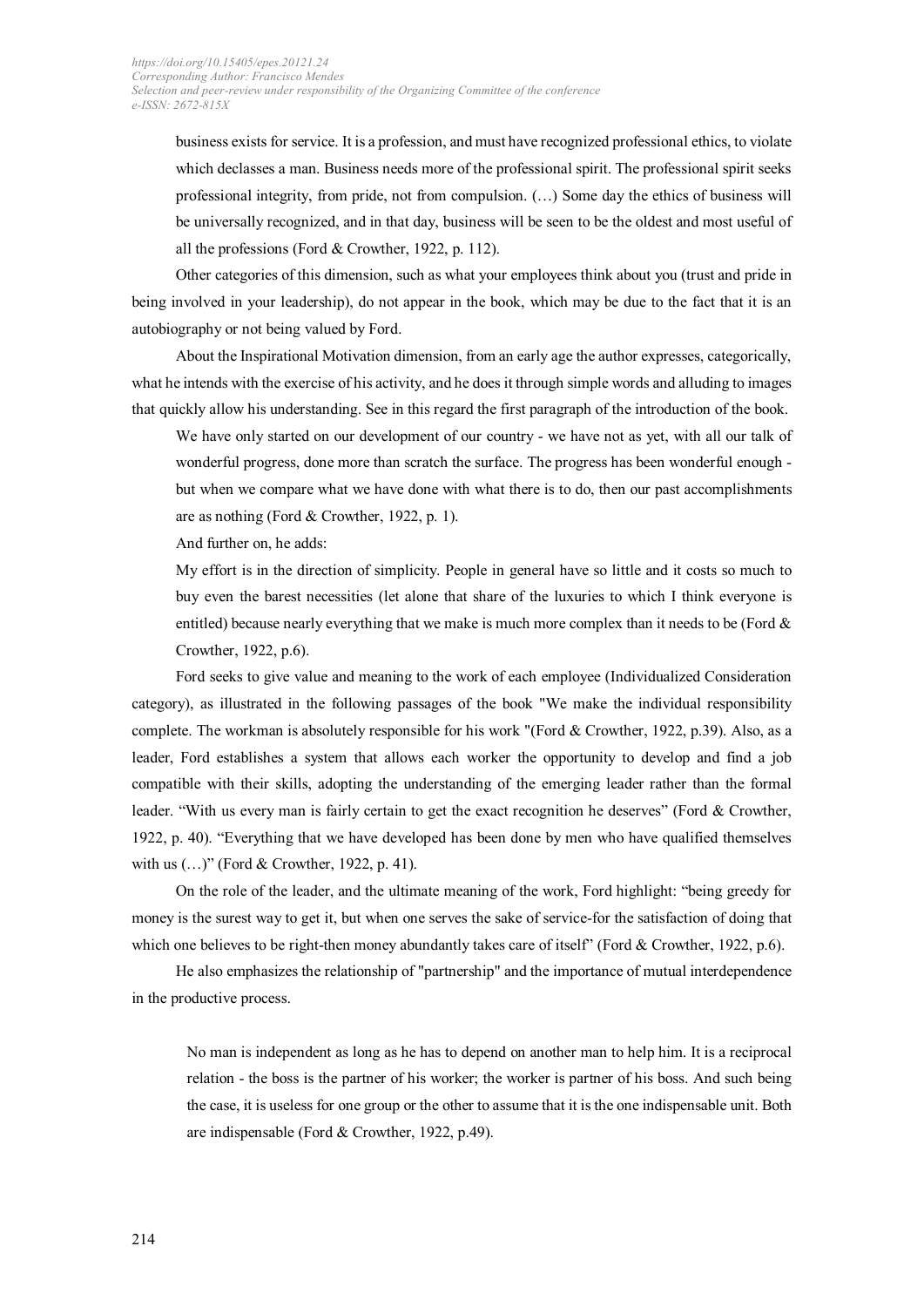> business exists for service. It is a profession, and must have recognized professional ethics, to violate which declasses a man. Business needs more of the professional spirit. The professional spirit seeks professional integrity, from pride, not from compulsion. (…) Some day the ethics of business will be universally recognized, and in that day, business will be seen to be the oldest and most useful of all the professions (Ford & Crowther, 1922, p. 112).

Other categories of this dimension, such as what your employees think about you (trust and pride in being involved in your leadership), do not appear in the book, which may be due to the fact that it is an autobiography or not being valued by Ford.

About the Inspirational Motivation dimension, from an early age the author expresses, categorically, what he intends with the exercise of his activity, and he does it through simple words and alluding to images that quickly allow his understanding. See in this regard the first paragraph of the introduction of the book.

> We have only started on our development of our country - we have not as yet, with all our talk of wonderful progress, done more than scratch the surface. The progress has been wonderful enough - but when we compare what we have done with what there is to do, then our past accomplishments are as nothing (Ford & Crowther, 1922, p. 1).

And further on, he adds:

> My effort is in the direction of simplicity. People in general have so little and it costs so much to buy even the barest necessities (let alone that share of the luxuries to which I think everyone is entitled) because nearly everything that we make is much more complex than it needs to be (Ford & Crowther, 1922, p.6).

Ford seeks to give value and meaning to the work of each employee (Individualized Consideration category), as illustrated in the following passages of the book "We make the individual responsibility complete. The workman is absolutely responsible for his work "(Ford & Crowther, 1922, p.39). Also, as a leader, Ford establishes a system that allows each worker the opportunity to develop and find a job compatible with their skills, adopting the understanding of the emerging leader rather than the formal leader. "With us every man is fairly certain to get the exact recognition he deserves" (Ford & Crowther, 1922, p. 40). "Everything that we have developed has been done by men who have qualified themselves with us (…)" (Ford & Crowther, 1922, p. 41).

On the role of the leader, and the ultimate meaning of the work, Ford highlight: "being greedy for money is the surest way to get it, but when one serves the sake of service-for the satisfaction of doing that which one believes to be right-then money abundantly takes care of itself" (Ford & Crowther, 1922, p.6).

He also emphasizes the relationship of "partnership" and the importance of mutual interdependence in the productive process.

> No man is independent as long as he has to depend on another man to help him. It is a reciprocal relation - the boss is the partner of his worker; the worker is partner of his boss. And such being the case, it is useless for one group or the other to assume that it is the one indispensable unit. Both are indispensable (Ford & Crowther, 1922, p.49).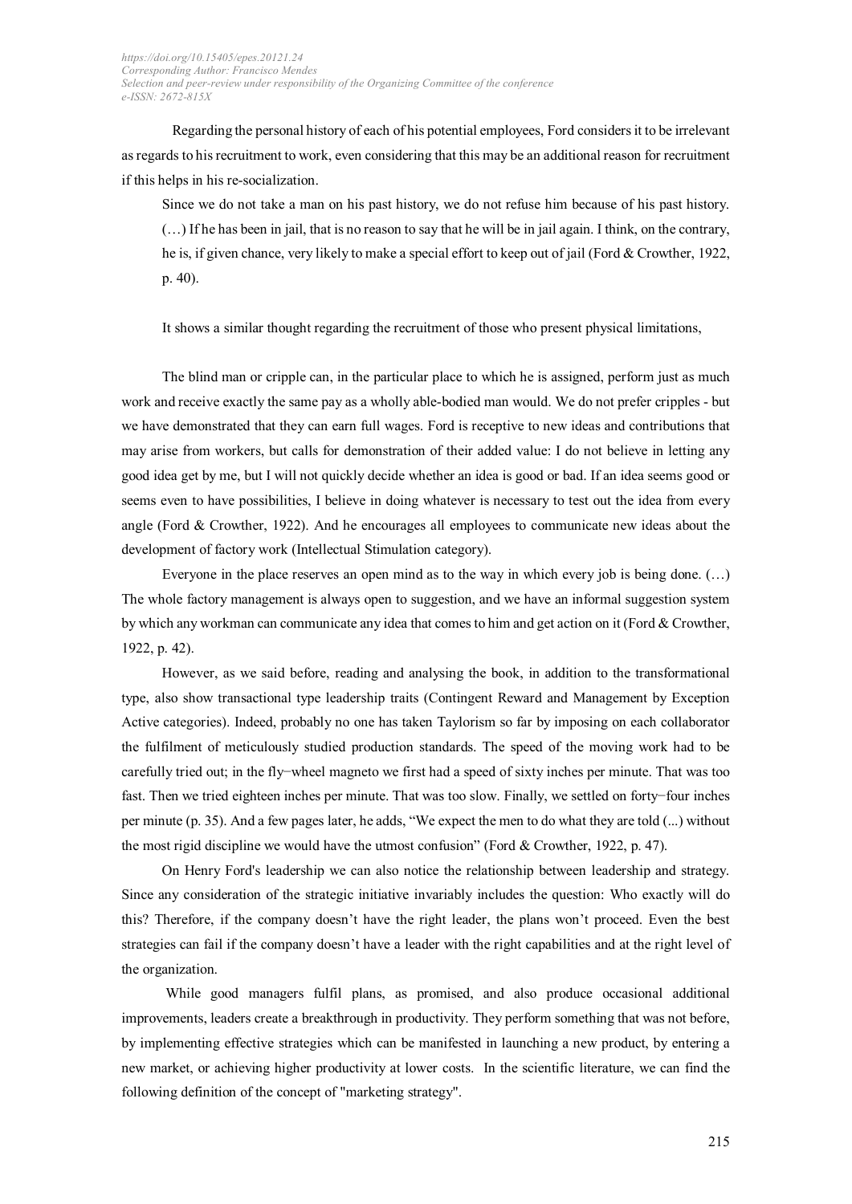Regarding the personal history of each of his potential employees, Ford considers it to be irrelevant as regards to his recruitment to work, even considering that this may be an additional reason for recruitment if this helps in his re-socialization.

> Since we do not take a man on his past history, we do not refuse him because of his past history. (…) If he has been in jail, that is no reason to say that he will be in jail again. I think, on the contrary, he is, if given chance, very likely to make a special effort to keep out of jail (Ford & Crowther, 1922, p. 40).

It shows a similar thought regarding the recruitment of those who present physical limitations,

The blind man or cripple can, in the particular place to which he is assigned, perform just as much work and receive exactly the same pay as a wholly able-bodied man would. We do not prefer cripples - but we have demonstrated that they can earn full wages. Ford is receptive to new ideas and contributions that may arise from workers, but calls for demonstration of their added value: I do not believe in letting any good idea get by me, but I will not quickly decide whether an idea is good or bad. If an idea seems good or seems even to have possibilities, I believe in doing whatever is necessary to test out the idea from every angle (Ford & Crowther, 1922). And he encourages all employees to communicate new ideas about the development of factory work (Intellectual Stimulation category).

Everyone in the place reserves an open mind as to the way in which every job is being done. (…) The whole factory management is always open to suggestion, and we have an informal suggestion system by which any workman can communicate any idea that comes to him and get action on it (Ford & Crowther, 1922, p. 42).

However, as we said before, reading and analysing the book, in addition to the transformational type, also show transactional type leadership traits (Contingent Reward and Management by Exception Active categories). Indeed, probably no one has taken Taylorism so far by imposing on each collaborator the fulfilment of meticulously studied production standards. The speed of the moving work had to be carefully tried out; in the fly−wheel magneto we first had a speed of sixty inches per minute. That was too fast. Then we tried eighteen inches per minute. That was too slow. Finally, we settled on forty−four inches per minute (p. 35). And a few pages later, he adds, "We expect the men to do what they are told (...) without the most rigid discipline we would have the utmost confusion" (Ford & Crowther, 1922, p. 47).

On Henry Ford's leadership we can also notice the relationship between leadership and strategy. Since any consideration of the strategic initiative invariably includes the question: Who exactly will do this? Therefore, if the company doesn't have the right leader, the plans won't proceed. Even the best strategies can fail if the company doesn't have a leader with the right capabilities and at the right level of the organization.

While good managers fulfil plans, as promised, and also produce occasional additional improvements, leaders create a breakthrough in productivity. They perform something that was not before, by implementing effective strategies which can be manifested in launching a new product, by entering a new market, or achieving higher productivity at lower costs. In the scientific literature, we can find the following definition of the concept of "marketing strategy".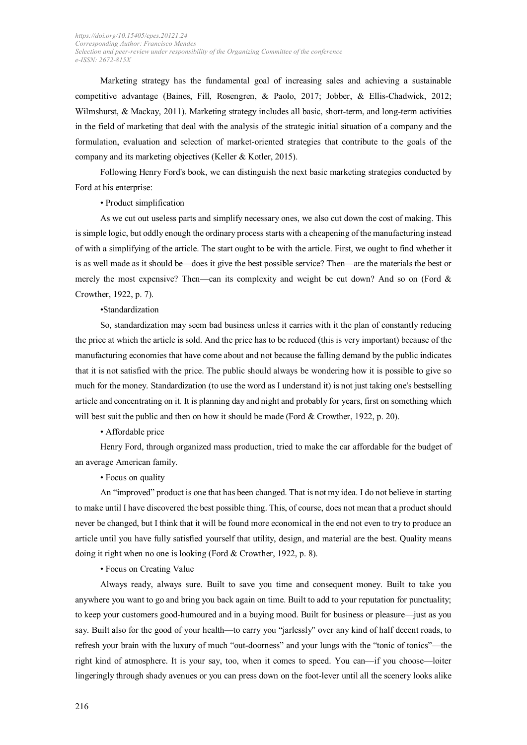Marketing strategy has the fundamental goal of increasing sales and achieving a sustainable competitive advantage (Baines, Fill, Rosengren, & Paolo, 2017; Jobber, & Ellis-Chadwick, 2012; Wilmshurst, & Mackay, 2011). Marketing strategy includes all basic, short-term, and long-term activities in the field of marketing that deal with the analysis of the strategic initial situation of a company and the formulation, evaluation and selection of market-oriented strategies that contribute to the goals of the company and its marketing objectives (Keller & Kotler, 2015).

Following Henry Ford's book, we can distinguish the next basic marketing strategies conducted by Ford at his enterprise:

• Product simplification

As we cut out useless parts and simplify necessary ones, we also cut down the cost of making. This is simple logic, but oddly enough the ordinary process starts with a cheapening of the manufacturing instead of with a simplifying of the article. The start ought to be with the article. First, we ought to find whether it is as well made as it should be—does it give the best possible service? Then—are the materials the best or merely the most expensive? Then—can its complexity and weight be cut down? And so on (Ford & Crowther, 1922, p. 7).

•Standardization

So, standardization may seem bad business unless it carries with it the plan of constantly reducing the price at which the article is sold. And the price has to be reduced (this is very important) because of the manufacturing economies that have come about and not because the falling demand by the public indicates that it is not satisfied with the price. The public should always be wondering how it is possible to give so much for the money. Standardization (to use the word as I understand it) is not just taking one's bestselling article and concentrating on it. It is planning day and night and probably for years, first on something which will best suit the public and then on how it should be made (Ford & Crowther, 1922, p. 20).

• Affordable price

Henry Ford, through organized mass production, tried to make the car affordable for the budget of an average American family.

• Focus on quality

An "improved" product is one that has been changed. That is not my idea. I do not believe in starting to make until I have discovered the best possible thing. This, of course, does not mean that a product should never be changed, but I think that it will be found more economical in the end not even to try to produce an article until you have fully satisfied yourself that utility, design, and material are the best. Quality means doing it right when no one is looking (Ford & Crowther, 1922, p. 8).

• Focus on Creating Value

Always ready, always sure. Built to save you time and consequent money. Built to take you anywhere you want to go and bring you back again on time. Built to add to your reputation for punctuality; to keep your customers good-humoured and in a buying mood. Built for business or pleasure—just as you say. Built also for the good of your health—to carry you "jarlessly" over any kind of half decent roads, to refresh your brain with the luxury of much "out-doorness" and your lungs with the "tonic of tonics"—the right kind of atmosphere. It is your say, too, when it comes to speed. You can—if you choose—loiter lingeringly through shady avenues or you can press down on the foot-lever until all the scenery looks alike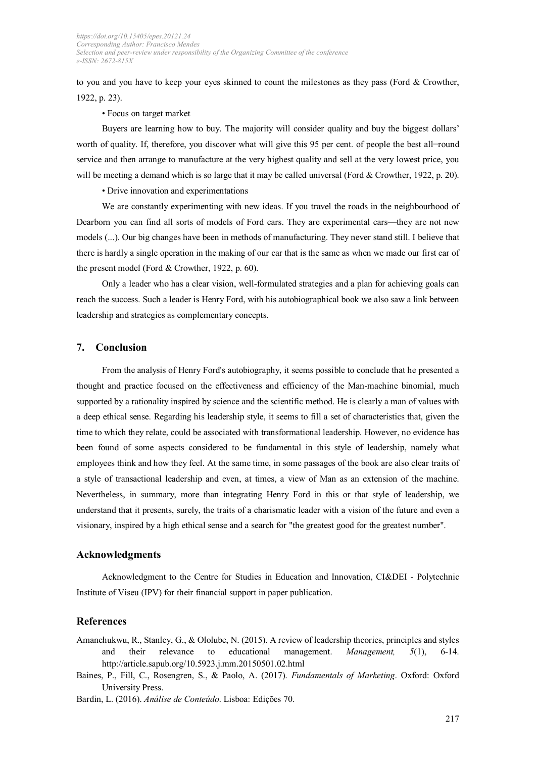to you and you have to keep your eyes skinned to count the milestones as they pass (Ford & Crowther, 1922, p. 23).

• Focus on target market

Buyers are learning how to buy. The majority will consider quality and buy the biggest dollars' worth of quality. If, therefore, you discover what will give this 95 per cent. of people the best all–round service and then arrange to manufacture at the very highest quality and sell at the very lowest price, you will be meeting a demand which is so large that it may be called universal (Ford & Crowther, 1922, p. 20).

• Drive innovation and experimentations

We are constantly experimenting with new ideas. If you travel the roads in the neighbourhood of Dearborn you can find all sorts of models of Ford cars. They are experimental cars—they are not new models (...). Our big changes have been in methods of manufacturing. They never stand still. I believe that there is hardly a single operation in the making of our car that is the same as when we made our first car of the present model (Ford & Crowther, 1922, p. 60).

Only a leader who has a clear vision, well-formulated strategies and a plan for achieving goals can reach the success. Such a leader is Henry Ford, with his autobiographical book we also saw a link between leadership and strategies as complementary concepts.

## 7. Conclusion

From the analysis of Henry Ford's autobiography, it seems possible to conclude that he presented a thought and practice focused on the effectiveness and efficiency of the Man-machine binomial, much supported by a rationality inspired by science and the scientific method. He is clearly a man of values with a deep ethical sense. Regarding his leadership style, it seems to fill a set of characteristics that, given the time to which they relate, could be associated with transformational leadership. However, no evidence has been found of some aspects considered to be fundamental in this style of leadership, namely what employees think and how they feel. At the same time, in some passages of the book are also clear traits of a style of transactional leadership and even, at times, a view of Man as an extension of the machine. Nevertheless, in summary, more than integrating Henry Ford in this or that style of leadership, we understand that it presents, surely, the traits of a charismatic leader with a vision of the future and even a visionary, inspired by a high ethical sense and a search for "the greatest good for the greatest number".

## Acknowledgments

Acknowledgment to the Centre for Studies in Education and Innovation, CI&DEI - Polytechnic Institute of Viseu (IPV) for their financial support in paper publication.

## References

Amanchukwu, R., Stanley, G., & Ololube, N. (2015). A review of leadership theories, principles and styles and their relevance to educational management. *Management, 5*(1), 6-14. http://article.sapub.org/10.5923.j.mm.20150501.02.html

Baines, P., Fill, C., Rosengren, S., & Paolo, A. (2017). *Fundamentals of Marketing*. Oxford: Oxford University Press.

Bardin, L. (2016). *Análise de Conteúdo*. Lisboa: Edições 70.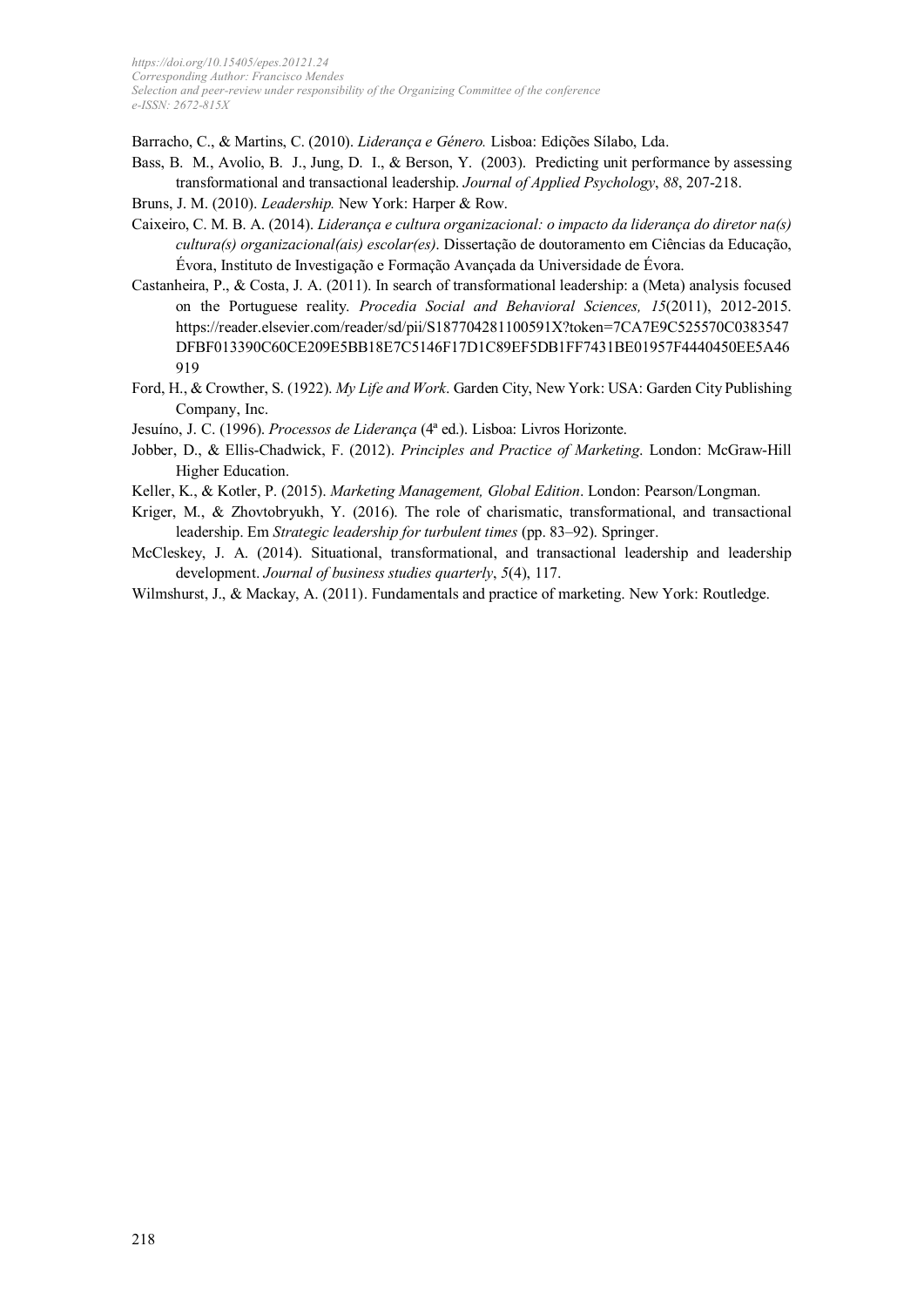Barracho, C., & Martins, C. (2010). *Liderança e Género.* Lisboa: Edições Sílabo, Lda.

Bass, B. M., Avolio, B. J., Jung, D. I., & Berson, Y. (2003). Predicting unit performance by assessing transformational and transactional leadership. *Journal of Applied Psychology*, *88*, 207-218.

Bruns, J. M. (2010). *Leadership.* New York: Harper & Row.

Caixeiro, C. M. B. A. (2014). *Liderança e cultura organizacional: o impacto da liderança do diretor na(s) cultura(s) organizacional(ais) escolar(es)*. Dissertação de doutoramento em Ciências da Educação, Évora, Instituto de Investigação e Formação Avançada da Universidade de Évora.

Castanheira, P., & Costa, J. A. (2011). In search of transformational leadership: a (Meta) analysis focused on the Portuguese reality. *Procedia Social and Behavioral Sciences, 15*(2011), 2012-2015. https://reader.elsevier.com/reader/sd/pii/S187704281100591X?token=7CA7E9C525570C0383547DFBF013390C60CE209E5BB18E7C5146F17D1C89EF5DB1FF7431BE01957F4440450EE5A46919

Ford, H., & Crowther, S. (1922). *My Life and Work*. Garden City, New York: USA: Garden City Publishing Company, Inc.

Jesuíno, J. C. (1996). *Processos de Liderança* (4ª ed.). Lisboa: Livros Horizonte.

Jobber, D., & Ellis-Chadwick, F. (2012). *Principles and Practice of Marketing*. London: McGraw-Hill Higher Education.

Keller, K., & Kotler, P. (2015). *Marketing Management, Global Edition*. London: Pearson/Longman.

Kriger, M., & Zhovtobryukh, Y. (2016). The role of charismatic, transformational, and transactional leadership. Em *Strategic leadership for turbulent times* (pp. 83–92). Springer.

McCleskey, J. A. (2014). Situational, transformational, and transactional leadership and leadership development. *Journal of business studies quarterly*, *5*(4), 117.

Wilmshurst, J., & Mackay, A. (2011). Fundamentals and practice of marketing. New York: Routledge.